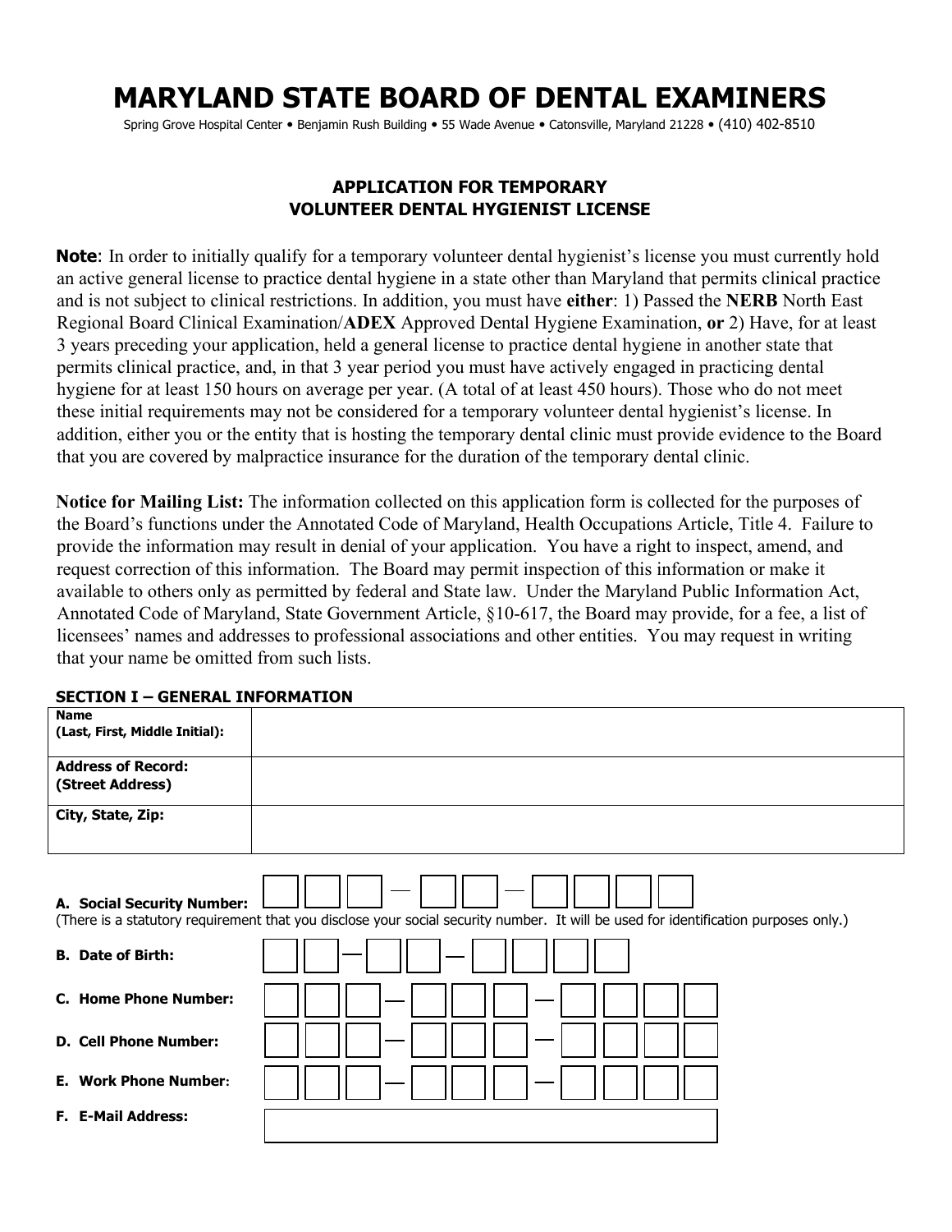# MARYLAND STATE BOARD OF DENTAL EXAMINERS

Spring Grove Hospital Center • Benjamin Rush Building • 55 Wade Avenue • Catonsville, Maryland 21228 • (410) 402-8510

## APPLICATION FOR TEMPORARY VOLUNTEER DENTAL HYGIENIST LICENSE

**Note**: In order to initially qualify for a temporary volunteer dental hygienist's license you must currently hold an active general license to practice dental hygiene in a state other than Maryland that permits clinical practice and is not subject to clinical restrictions. In addition, you must have **either**: 1) Passed the **NERB** North East Regional Board Clinical Examination/**ADEX** Approved Dental Hygiene Examination, **or** 2) Have, for at least 3 years preceding your application, held a general license to practice dental hygiene in another state that permits clinical practice, and, in that 3 year period you must have actively engaged in practicing dental hygiene for at least 150 hours on average per year. (A total of at least 450 hours). Those who do not meet these initial requirements may not be considered for a temporary volunteer dental hygienist's license. In addition, either you or the entity that is hosting the temporary dental clinic must provide evidence to the Board that you are covered by malpractice insurance for the duration of the temporary dental clinic.

**Notice for Mailing List:** The information collected on this application form is collected for the purposes of the Board's functions under the Annotated Code of Maryland, Health Occupations Article, Title 4. Failure to provide the information may result in denial of your application. You have a right to inspect, amend, and request correction of this information. The Board may permit inspection of this information or make it available to others only as permitted by federal and State law. Under the Maryland Public Information Act, Annotated Code of Maryland, State Government Article, §10-617, the Board may provide, for a fee, a list of licensees' names and addresses to professional associations and other entities. You may request in writing that your name be omitted from such lists.

### SECTION I – GENERAL INFORMATION

| | |
|---|---|
| **Name (Last, First, Middle Initial):** | |
| **Address of Record: (Street Address)** | |
| **City, State, Zip:** | |

**A. Social Security Number:** ☐☐☐ — ☐☐ — ☐☐☐☐

(There is a statutory requirement that you disclose your social security number. It will be used for identification purposes only.)

**B. Date of Birth:** ☐☐ — ☐☐ — ☐☐☐☐

**C. Home Phone Number:** ☐☐☐ — ☐☐☐ — ☐☐☐☐

**D. Cell Phone Number:** ☐☐☐ — ☐☐☐ — ☐☐☐☐

**E. Work Phone Number:** ☐☐☐ — ☐☐☐ — ☐☐☐☐

**F. E-Mail Address:** ____________________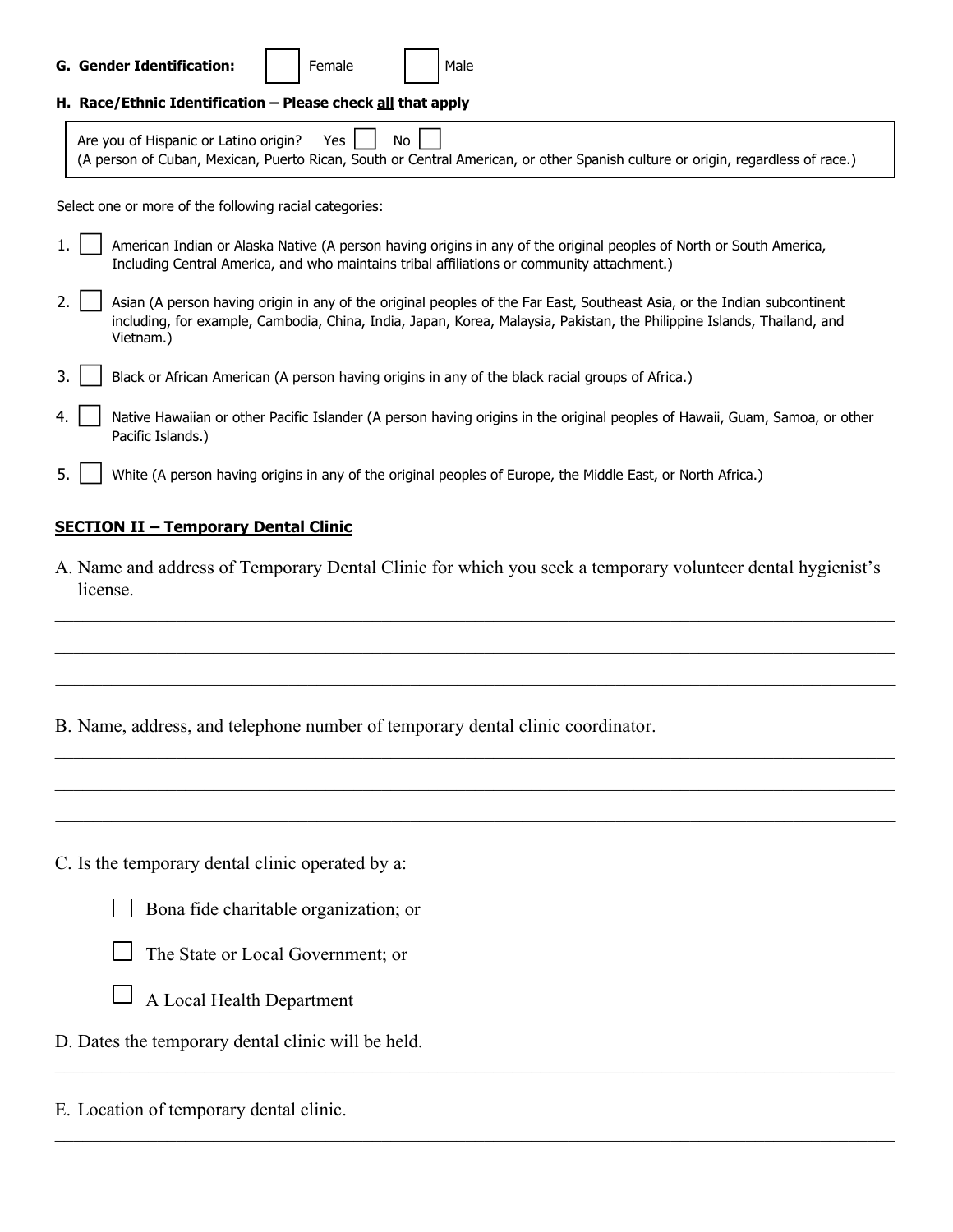**G. Gender Identification:** ☐ Female ☐ Male

**H. Race/Ethnic Identification – Please check all that apply**

Are you of Hispanic or Latino origin? Yes ☐ No ☐
(A person of Cuban, Mexican, Puerto Rican, South or Central American, or other Spanish culture or origin, regardless of race.)

Select one or more of the following racial categories:

1. ☐ American Indian or Alaska Native (A person having origins in any of the original peoples of North or South America, Including Central America, and who maintains tribal affiliations or community attachment.)
2. ☐ Asian (A person having origin in any of the original peoples of the Far East, Southeast Asia, or the Indian subcontinent including, for example, Cambodia, China, India, Japan, Korea, Malaysia, Pakistan, the Philippine Islands, Thailand, and Vietnam.)
3. ☐ Black or African American (A person having origins in any of the black racial groups of Africa.)
4. ☐ Native Hawaiian or other Pacific Islander (A person having origins in the original peoples of Hawaii, Guam, Samoa, or other Pacific Islands.)
5. ☐ White (A person having origins in any of the original peoples of Europe, the Middle East, or North Africa.)

## SECTION II – Temporary Dental Clinic

A. Name and address of Temporary Dental Clinic for which you seek a temporary volunteer dental hygienist's license.

______________________________________________________________________

______________________________________________________________________

______________________________________________________________________

B. Name, address, and telephone number of temporary dental clinic coordinator.

______________________________________________________________________

______________________________________________________________________

______________________________________________________________________

C. Is the temporary dental clinic operated by a:

☐ Bona fide charitable organization; or

☐ The State or Local Government; or

☐ A Local Health Department

D. Dates the temporary dental clinic will be held.

______________________________________________________________________

E. Location of temporary dental clinic.

______________________________________________________________________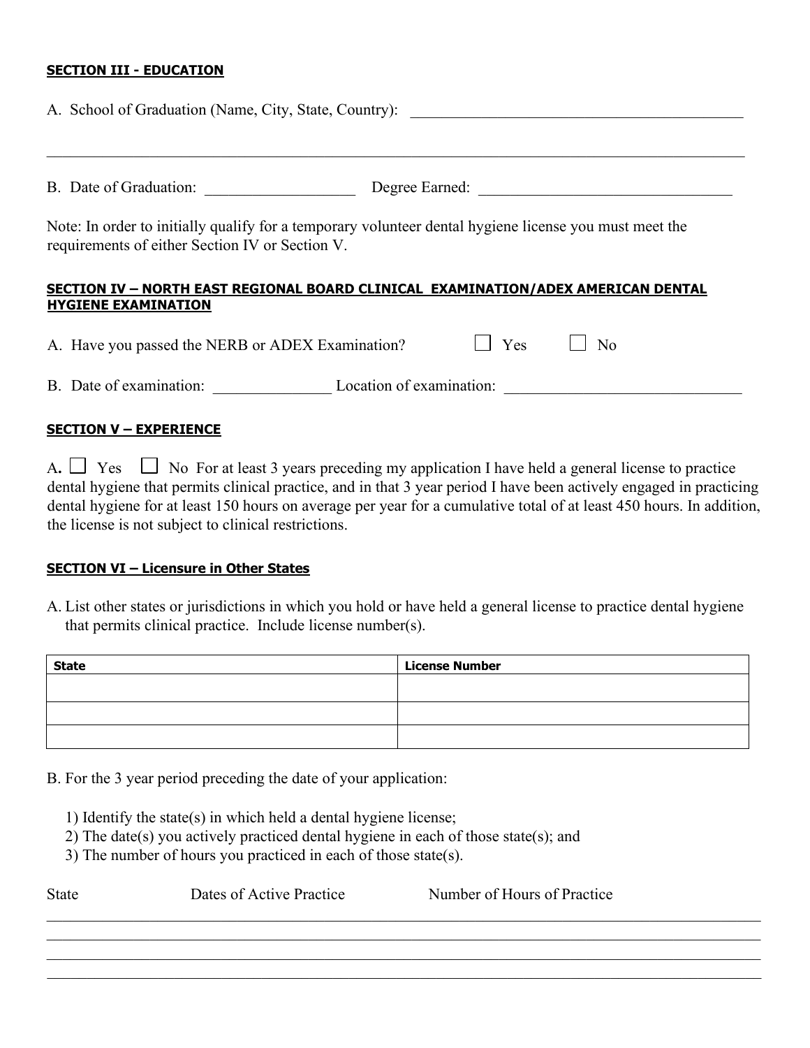**SECTION III - EDUCATION**

A. School of Graduation (Name, City, State, Country): ____________________________________________

_____________________________________________________________________________________________

B. Date of Graduation: ___________________ Degree Earned: _________________________________

Note: In order to initially qualify for a temporary volunteer dental hygiene license you must meet the requirements of either Section IV or Section V.

**SECTION IV – NORTH EAST REGIONAL BOARD CLINICAL EXAMINATION/ADEX AMERICAN DENTAL HYGIENE EXAMINATION**

A. Have you passed the NERB or ADEX Examination? ☐ Yes ☐ No

B. Date of examination: _______________ Location of examination: ______________________________

**SECTION V – EXPERIENCE**

A. ☐ Yes ☐ No For at least 3 years preceding my application I have held a general license to practice dental hygiene that permits clinical practice, and in that 3 year period I have been actively engaged in practicing dental hygiene for at least 150 hours on average per year for a cumulative total of at least 450 hours. In addition, the license is not subject to clinical restrictions.

**SECTION VI – Licensure in Other States**

A. List other states or jurisdictions in which you hold or have held a general license to practice dental hygiene that permits clinical practice. Include license number(s).

| State | License Number |
|---|---|
| | |
| | |
| | |

B. For the 3 year period preceding the date of your application:

1) Identify the state(s) in which held a dental hygiene license;
2) The date(s) you actively practiced dental hygiene in each of those state(s); and
3) The number of hours you practiced in each of those state(s).

State Dates of Active Practice Number of Hours of Practice

_____________________________________________________________________________________________

_____________________________________________________________________________________________

_____________________________________________________________________________________________

_____________________________________________________________________________________________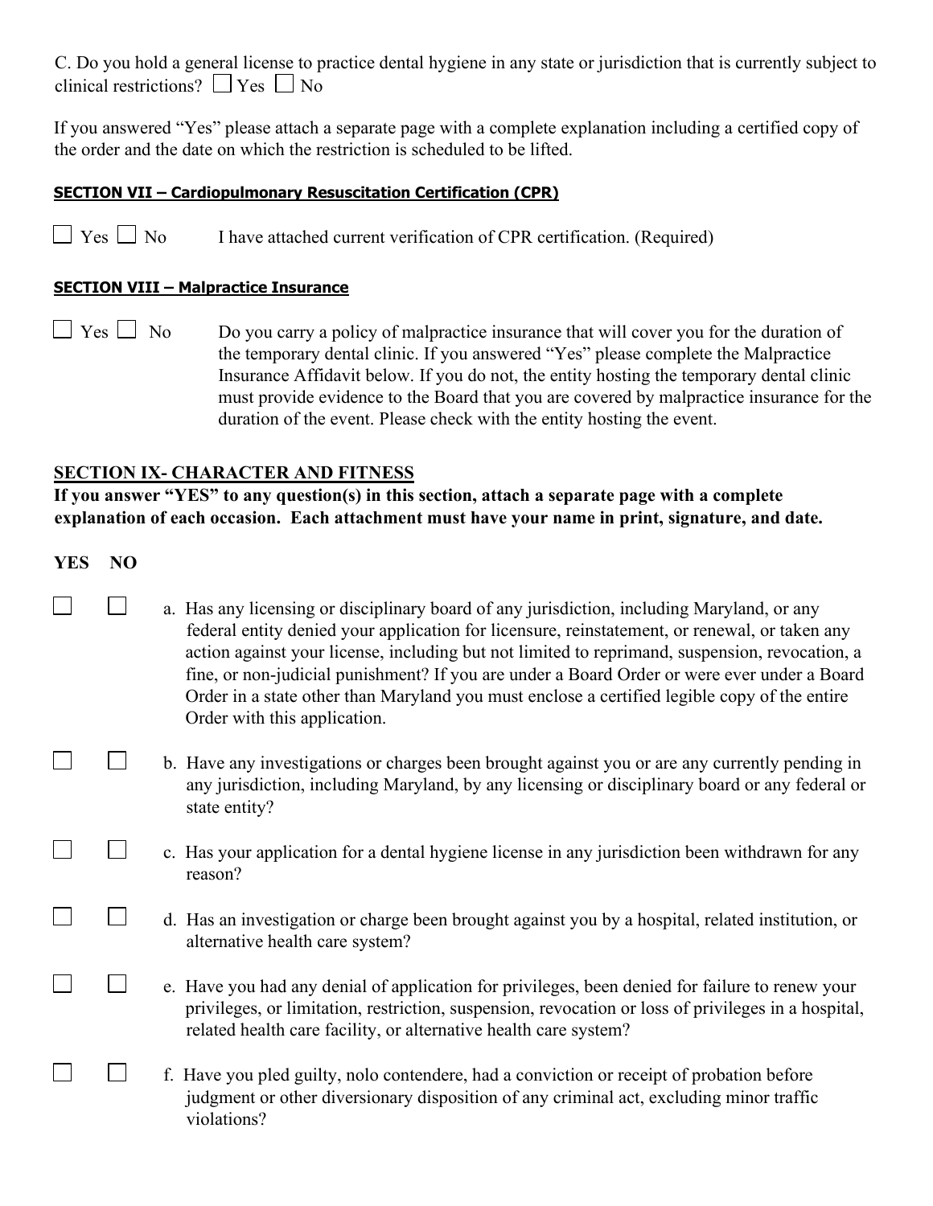C. Do you hold a general license to practice dental hygiene in any state or jurisdiction that is currently subject to clinical restrictions? ☐ Yes ☐ No

If you answered "Yes" please attach a separate page with a complete explanation including a certified copy of the order and the date on which the restriction is scheduled to be lifted.

**SECTION VII – Cardiopulmonary Resuscitation Certification (CPR)**

☐ Yes ☐ No I have attached current verification of CPR certification. (Required)

**SECTION VIII – Malpractice Insurance**

☐ Yes ☐ No Do you carry a policy of malpractice insurance that will cover you for the duration of the temporary dental clinic. If you answered "Yes" please complete the Malpractice Insurance Affidavit below. If you do not, the entity hosting the temporary dental clinic must provide evidence to the Board that you are covered by malpractice insurance for the duration of the event. Please check with the entity hosting the event.

**SECTION IX- CHARACTER AND FITNESS**

**If you answer "YES" to any question(s) in this section, attach a separate page with a complete explanation of each occasion. Each attachment must have your name in print, signature, and date.**

| YES | NO | |
|---|---|---|
| ☐ | ☐ | a. Has any licensing or disciplinary board of any jurisdiction, including Maryland, or any federal entity denied your application for licensure, reinstatement, or renewal, or taken any action against your license, including but not limited to reprimand, suspension, revocation, a fine, or non-judicial punishment? If you are under a Board Order or were ever under a Board Order in a state other than Maryland you must enclose a certified legible copy of the entire Order with this application. |
| ☐ | ☐ | b. Have any investigations or charges been brought against you or are any currently pending in any jurisdiction, including Maryland, by any licensing or disciplinary board or any federal or state entity? |
| ☐ | ☐ | c. Has your application for a dental hygiene license in any jurisdiction been withdrawn for any reason? |
| ☐ | ☐ | d. Has an investigation or charge been brought against you by a hospital, related institution, or alternative health care system? |
| ☐ | ☐ | e. Have you had any denial of application for privileges, been denied for failure to renew your privileges, or limitation, restriction, suspension, revocation or loss of privileges in a hospital, related health care facility, or alternative health care system? |
| ☐ | ☐ | f. Have you pled guilty, nolo contendere, had a conviction or receipt of probation before judgment or other diversionary disposition of any criminal act, excluding minor traffic violations? |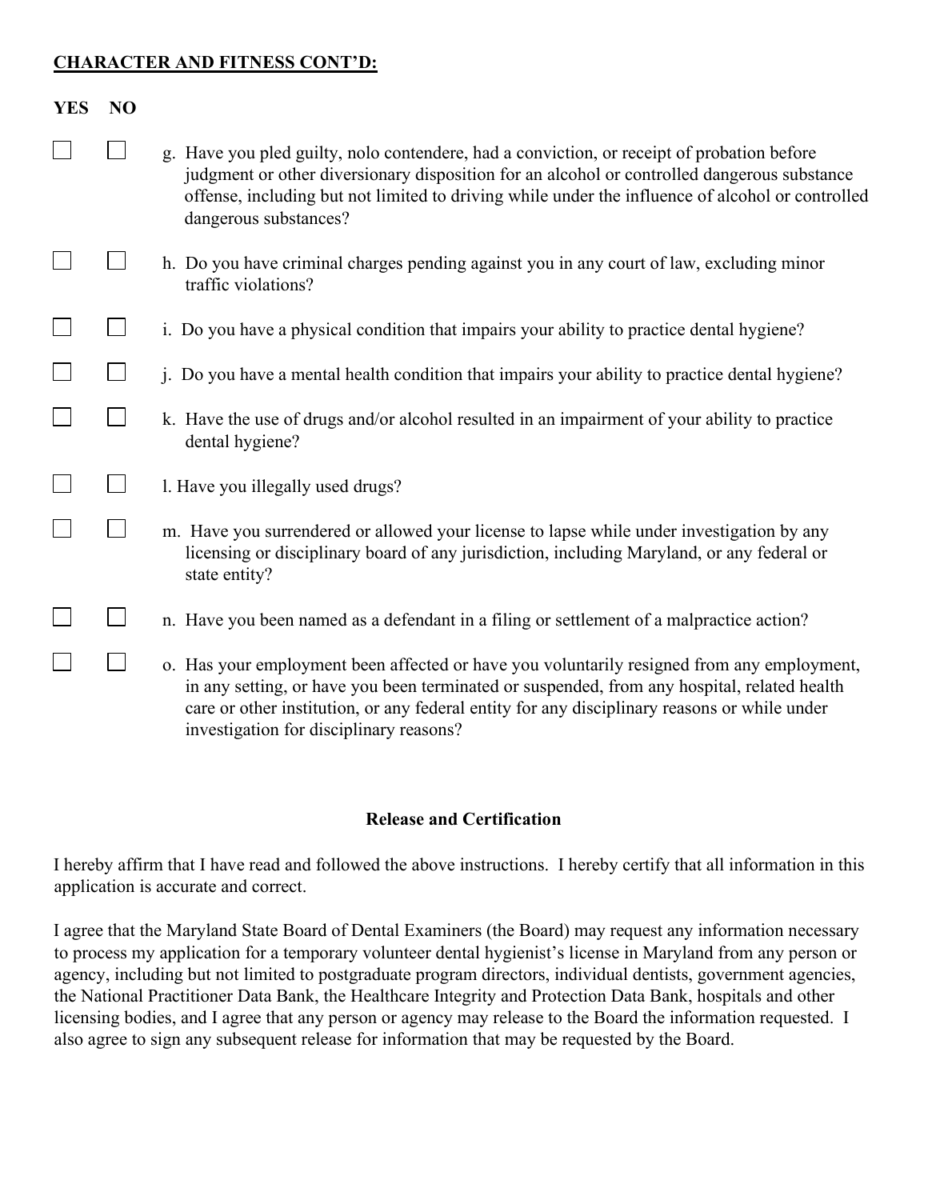**CHARACTER AND FITNESS CONT'D:**

| YES | NO | |
|---|---|---|
| ☐ | ☐ | g. Have you pled guilty, nolo contendere, had a conviction, or receipt of probation before judgment or other diversionary disposition for an alcohol or controlled dangerous substance offense, including but not limited to driving while under the influence of alcohol or controlled dangerous substances? |
| ☐ | ☐ | h. Do you have criminal charges pending against you in any court of law, excluding minor traffic violations? |
| ☐ | ☐ | i. Do you have a physical condition that impairs your ability to practice dental hygiene? |
| ☐ | ☐ | j. Do you have a mental health condition that impairs your ability to practice dental hygiene? |
| ☐ | ☐ | k. Have the use of drugs and/or alcohol resulted in an impairment of your ability to practice dental hygiene? |
| ☐ | ☐ | l. Have you illegally used drugs? |
| ☐ | ☐ | m. Have you surrendered or allowed your license to lapse while under investigation by any licensing or disciplinary board of any jurisdiction, including Maryland, or any federal or state entity? |
| ☐ | ☐ | n. Have you been named as a defendant in a filing or settlement of a malpractice action? |
| ☐ | ☐ | o. Has your employment been affected or have you voluntarily resigned from any employment, in any setting, or have you been terminated or suspended, from any hospital, related health care or other institution, or any federal entity for any disciplinary reasons or while under investigation for disciplinary reasons? |

**Release and Certification**

I hereby affirm that I have read and followed the above instructions. I hereby certify that all information in this application is accurate and correct.

I agree that the Maryland State Board of Dental Examiners (the Board) may request any information necessary to process my application for a temporary volunteer dental hygienist's license in Maryland from any person or agency, including but not limited to postgraduate program directors, individual dentists, government agencies, the National Practitioner Data Bank, the Healthcare Integrity and Protection Data Bank, hospitals and other licensing bodies, and I agree that any person or agency may release to the Board the information requested. I also agree to sign any subsequent release for information that may be requested by the Board.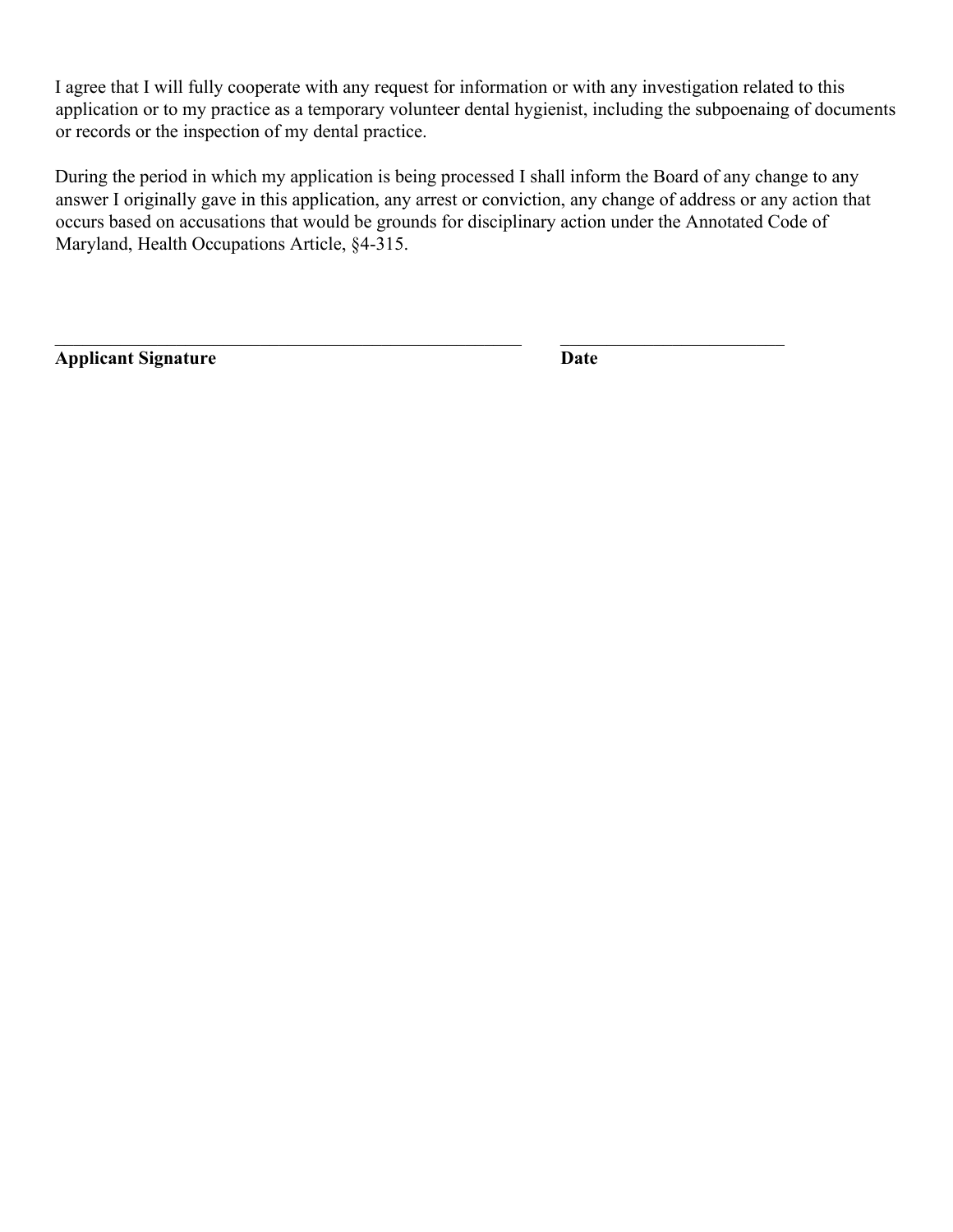I agree that I will fully cooperate with any request for information or with any investigation related to this application or to my practice as a temporary volunteer dental hygienist, including the subpoenaing of documents or records or the inspection of my dental practice.

During the period in which my application is being processed I shall inform the Board of any change to any answer I originally gave in this application, any arrest or conviction, any change of address or any action that occurs based on accusations that would be grounds for disciplinary action under the Annotated Code of Maryland, Health Occupations Article, §4-315.

\_\_\_\_\_\_\_\_\_\_\_\_\_\_\_\_\_\_\_\_\_\_\_\_\_\_\_\_\_\_\_\_\_\_\_\_\_\_\_\_\_\_\_\_ &nbsp;&nbsp;&nbsp; \_\_\_\_\_\_\_\_\_\_\_\_\_\_\_\_\_\_\_\_\_\_\_\_

**Applicant Signature** &nbsp;&nbsp;&nbsp;&nbsp;&nbsp;&nbsp;&nbsp;&nbsp;&nbsp;&nbsp;&nbsp;&nbsp;&nbsp;&nbsp;&nbsp;&nbsp;&nbsp;&nbsp;&nbsp;&nbsp;&nbsp;&nbsp;&nbsp;&nbsp;&nbsp;&nbsp;&nbsp;&nbsp;&nbsp;&nbsp;&nbsp;&nbsp;&nbsp;&nbsp; **Date**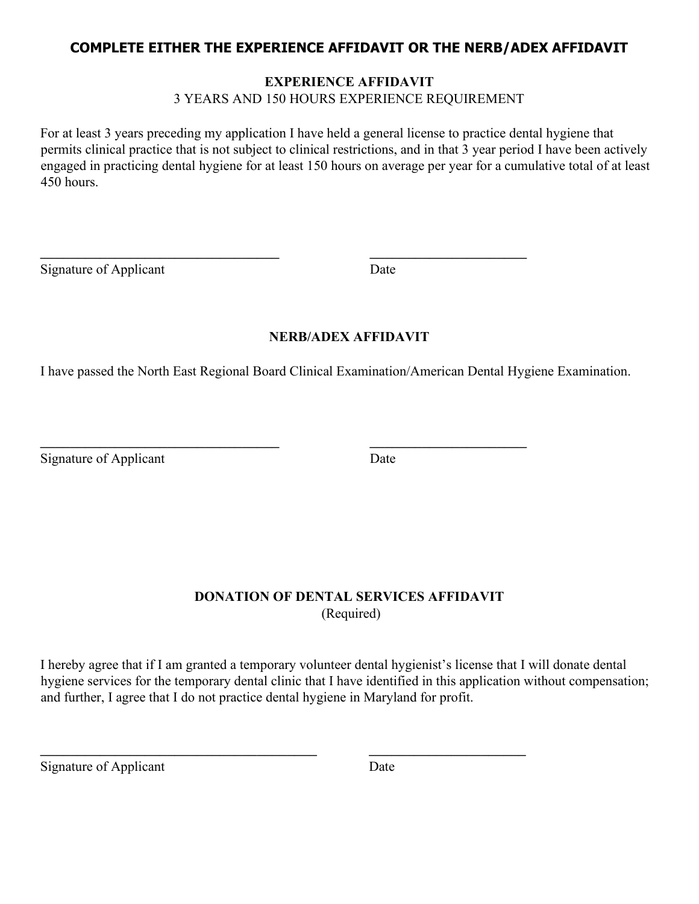## COMPLETE EITHER THE EXPERIENCE AFFIDAVIT OR THE NERB/ADEX AFFIDAVIT

### EXPERIENCE AFFIDAVIT

3 YEARS AND 150 HOURS EXPERIENCE REQUIREMENT

For at least 3 years preceding my application I have held a general license to practice dental hygiene that permits clinical practice that is not subject to clinical restrictions, and in that 3 year period I have been actively engaged in practicing dental hygiene for at least 150 hours on average per year for a cumulative total of at least 450 hours.

\_\_\_\_\_\_\_\_\_\_\_\_\_\_\_\_\_\_\_\_\_\_\_\_\_\_\_\_\_\_\_\_\_\_ \_\_\_\_\_\_\_\_\_\_\_\_\_\_\_\_\_\_\_\_\_\_\_

Signature of Applicant Date

### NERB/ADEX AFFIDAVIT

I have passed the North East Regional Board Clinical Examination/American Dental Hygiene Examination.

\_\_\_\_\_\_\_\_\_\_\_\_\_\_\_\_\_\_\_\_\_\_\_\_\_\_\_\_\_\_\_\_\_\_ \_\_\_\_\_\_\_\_\_\_\_\_\_\_\_\_\_\_\_\_\_\_\_

Signature of Applicant Date

### DONATION OF DENTAL SERVICES AFFIDAVIT

(Required)

I hereby agree that if I am granted a temporary volunteer dental hygienist's license that I will donate dental hygiene services for the temporary dental clinic that I have identified in this application without compensation; and further, I agree that I do not practice dental hygiene in Maryland for profit.

\_\_\_\_\_\_\_\_\_\_\_\_\_\_\_\_\_\_\_\_\_\_\_\_\_\_\_\_\_\_\_\_\_\_\_\_\_\_\_ \_\_\_\_\_\_\_\_\_\_\_\_\_\_\_\_\_\_\_\_\_\_\_

Signature of Applicant Date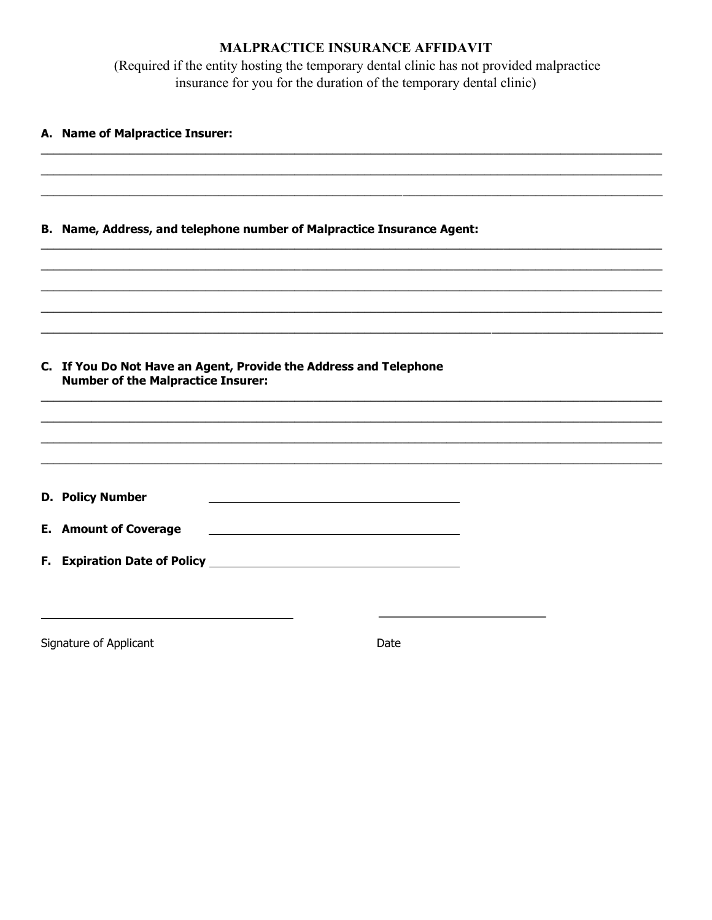# MALPRACTICE INSURANCE AFFIDAVIT

(Required if the entity hosting the temporary dental clinic has not provided malpractice insurance for you for the duration of the temporary dental clinic)

**A. Name of Malpractice Insurer:**

______________________________________________________________________________

______________________________________________________________________________

______________________________________________________________________________

**B. Name, Address, and telephone number of Malpractice Insurance Agent:**

______________________________________________________________________________

______________________________________________________________________________

______________________________________________________________________________

______________________________________________________________________________

______________________________________________________________________________

**C. If You Do Not Have an Agent, Provide the Address and Telephone Number of the Malpractice Insurer:**

______________________________________________________________________________

______________________________________________________________________________

______________________________________________________________________________

______________________________________________________________________________

**D. Policy Number** ______________________________

**E. Amount of Coverage** ______________________________

**F. Expiration Date of Policy** ______________________________

______________________________ ______________________

Signature of Applicant Date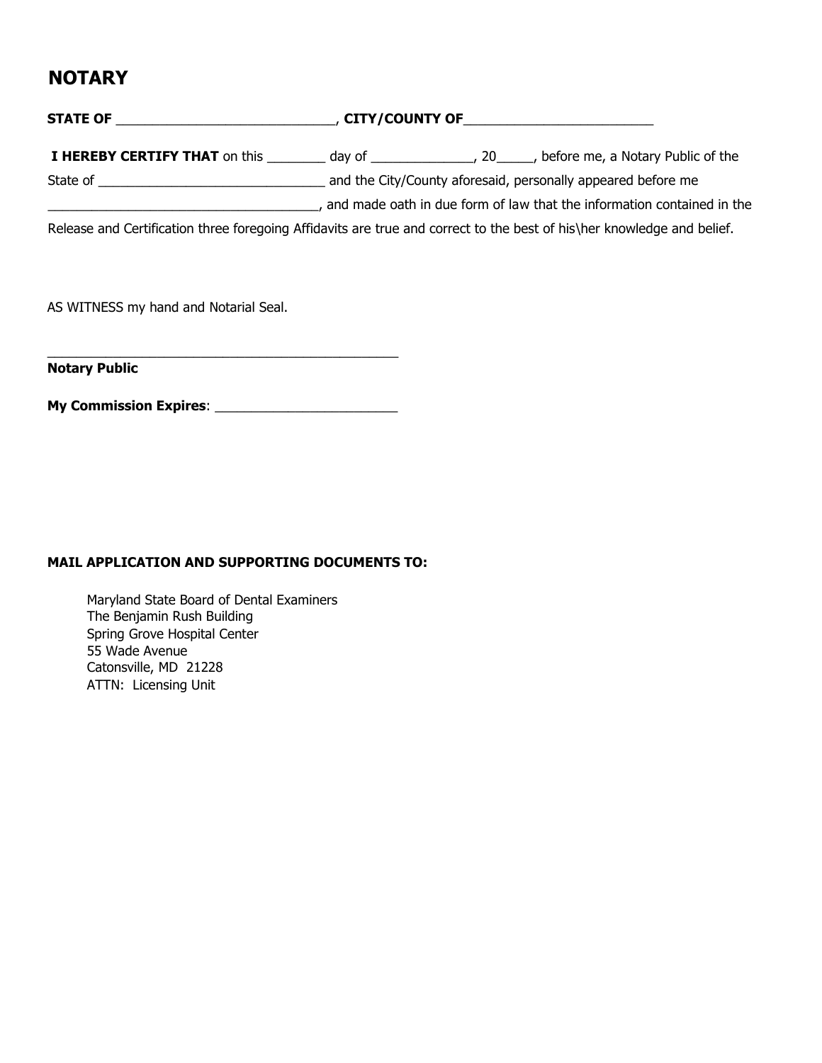# NOTARY

**STATE OF** ______________________________, **CITY/COUNTY OF**_________________________

**I HEREBY CERTIFY THAT** on this ________ day of ______________, 20_____, before me, a Notary Public of the State of _______________________________ and the City/County aforesaid, personally appeared before me _____________________________________, and made oath in due form of law that the information contained in the Release and Certification three foregoing Affidavits are true and correct to the best of his\her knowledge and belief.

AS WITNESS my hand and Notarial Seal.

_______________________________________________

**Notary Public**

**My Commission Expires**: ________________________

**MAIL APPLICATION AND SUPPORTING DOCUMENTS TO:**

Maryland State Board of Dental Examiners
The Benjamin Rush Building
Spring Grove Hospital Center
55 Wade Avenue
Catonsville, MD 21228
ATTN: Licensing Unit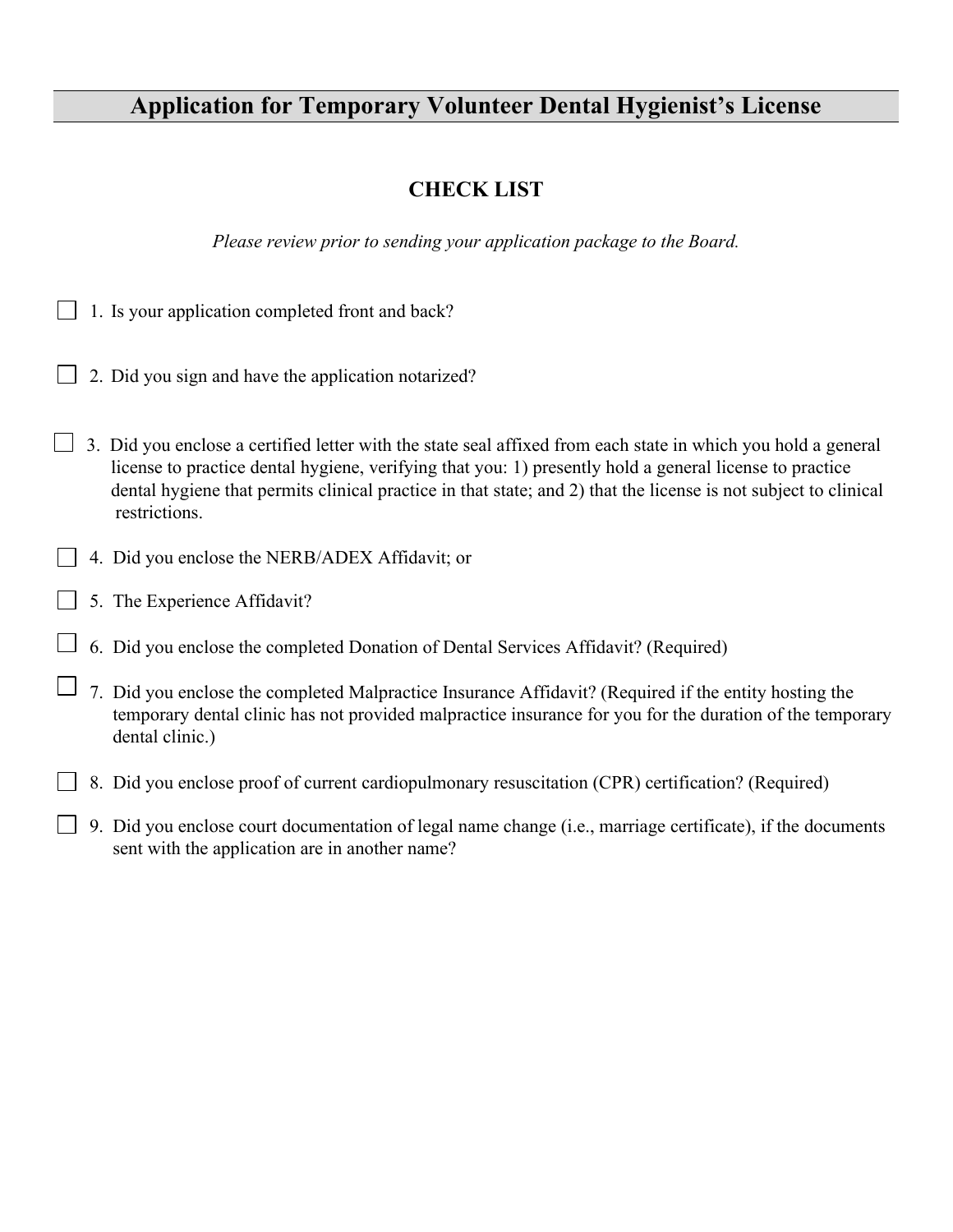# Application for Temporary Volunteer Dental Hygienist's License

## CHECK LIST

*Please review prior to sending your application package to the Board.*

- [ ] 1. Is your application completed front and back?

- [ ] 2. Did you sign and have the application notarized?

- [ ] 3. Did you enclose a certified letter with the state seal affixed from each state in which you hold a general license to practice dental hygiene, verifying that you: 1) presently hold a general license to practice dental hygiene that permits clinical practice in that state; and 2) that the license is not subject to clinical restrictions.

- [ ] 4. Did you enclose the NERB/ADEX Affidavit; or

- [ ] 5. The Experience Affidavit?

- [ ] 6. Did you enclose the completed Donation of Dental Services Affidavit? (Required)

- [ ] 7. Did you enclose the completed Malpractice Insurance Affidavit? (Required if the entity hosting the temporary dental clinic has not provided malpractice insurance for you for the duration of the temporary dental clinic.)

- [ ] 8. Did you enclose proof of current cardiopulmonary resuscitation (CPR) certification? (Required)

- [ ] 9. Did you enclose court documentation of legal name change (i.e., marriage certificate), if the documents sent with the application are in another name?